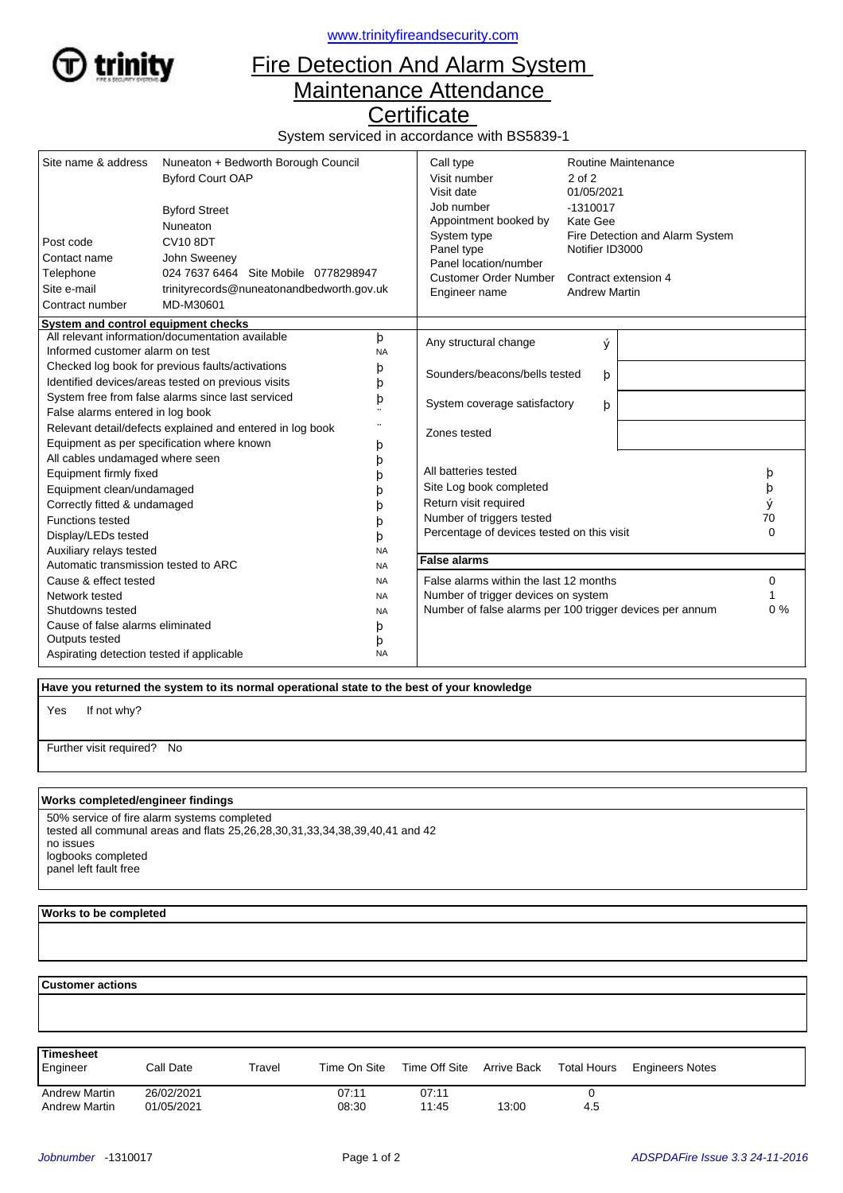www.trinityfireandsecurity.com

# Fire Detection And Alarm System Maintenance Attendance Certificate

System serviced in accordance with BS5839-1

| | |
|---|---|
| Site name & address | Nuneaton + Bedworth Borough Council<br>Byford Court OAP<br><br>Byford Street<br>Nuneaton |
| Post code | CV10 8DT |
| Contact name | John Sweeney |
| Telephone | 024 7637 6464 Site Mobile 0778298947 |
| Site e-mail | trinityrecords@nuneatonandbedworth.gov.uk |
| Contract number | MD-M30601 |

| | |
|---|---|
| Call type | Routine Maintenance |
| Visit number | 2 of 2 |
| Visit date | 01/05/2021 |
| Job number | -1310017 |
| Appointment booked by | Kate Gee |
| System type | Fire Detection and Alarm System |
| Panel type | Notifier ID3000 |
| Panel location/number | |
| Customer Order Number | Contract extension 4 |
| Engineer name | Andrew Martin |

**System and control equipment checks**

| | |
|---|---|
| All relevant information/documentation available | þ |
| Informed customer alarm on test | NA |
| Checked log book for previous faults/activations | þ |
| Identified devices/areas tested on previous visits | þ |
| System free from false alarms since last serviced | þ |
| False alarms entered in log book | ¨ |
| Relevant detail/defects explained and entered in log book | ¨ |
| Equipment as per specification where known | þ |
| All cables undamaged where seen | þ |
| Equipment firmly fixed | þ |
| Equipment clean/undamaged | þ |
| Correctly fitted & undamaged | þ |
| Functions tested | þ |
| Display/LEDs tested | þ |
| Auxiliary relays tested | NA |
| Automatic transmission tested to ARC | NA |
| Cause & effect tested | NA |
| Network tested | NA |
| Shutdowns tested | NA |
| Cause of false alarms eliminated | þ |
| Outputs tested | þ |
| Aspirating detection tested if applicable | NA |

| | | |
|---|---|---|
| Any structural change | ý | |
| Sounders/beacons/bells tested | þ | |
| System coverage satisfactory | þ | |
| Zones tested | | |

| | |
|---|---|
| All batteries tested | þ |
| Site Log book completed | þ |
| Return visit required | ý |
| Number of triggers tested | 70 |
| Percentage of devices tested on this visit | 0 |

**False alarms**

| | |
|---|---|
| False alarms within the last 12 months | 0 |
| Number of trigger devices on system | 1 |
| Number of false alarms per 100 trigger devices per annum | 0 % |

**Have you returned the system to its normal operational state to the best of your knowledge**

Yes If not why?

Further visit required? No

**Works completed/engineer findings**

50% service of fire alarm systems completed
tested all communal areas and flats 25,26,28,30,31,33,34,38,39,40,41 and 42
no issues
logbooks completed
panel left fault free

**Works to be completed**

**Customer actions**

**Timesheet**

| Engineer | Call Date | Travel | Time On Site | Time Off Site | Arrive Back | Total Hours | Engineers Notes |
|---|---|---|---|---|---|---|---|
| Andrew Martin | 26/02/2021 | | 07:11 | 07:11 | | 0 | |
| Andrew Martin | 01/05/2021 | | 08:30 | 11:45 | 13:00 | 4.5 | |

*Jobnumber* -1310017 *ADSPDAFire Issue 3.3 24-11-2016*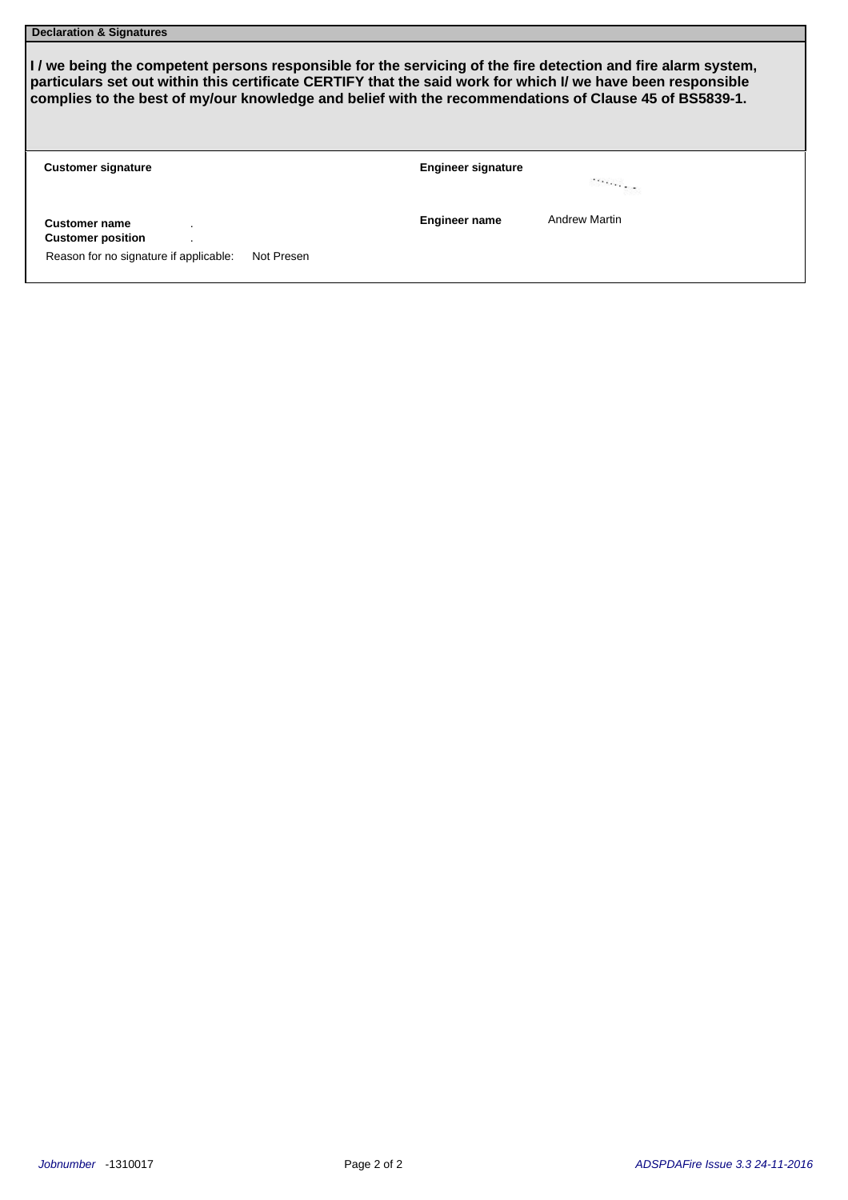**Declaration & Signatures**

**I / we being the competent persons responsible for the servicing of the fire detection and fire alarm system, particulars set out within this certificate CERTIFY that the said work for which I/ we have been responsible complies to the best of my/our knowledge and belief with the recommendations of Clause 45 of BS5839-1.**

| | | | |
|---|---|---|---|
| **Customer signature** | | **Engineer signature** | |
| **Customer name** | . | **Engineer name** | Andrew Martin |
| **Customer position** | . | | |
| Reason for no signature if applicable: | Not Presen | | |

*Jobnumber* -1310017

*ADSPDAFire Issue 3.3 24-11-2016*